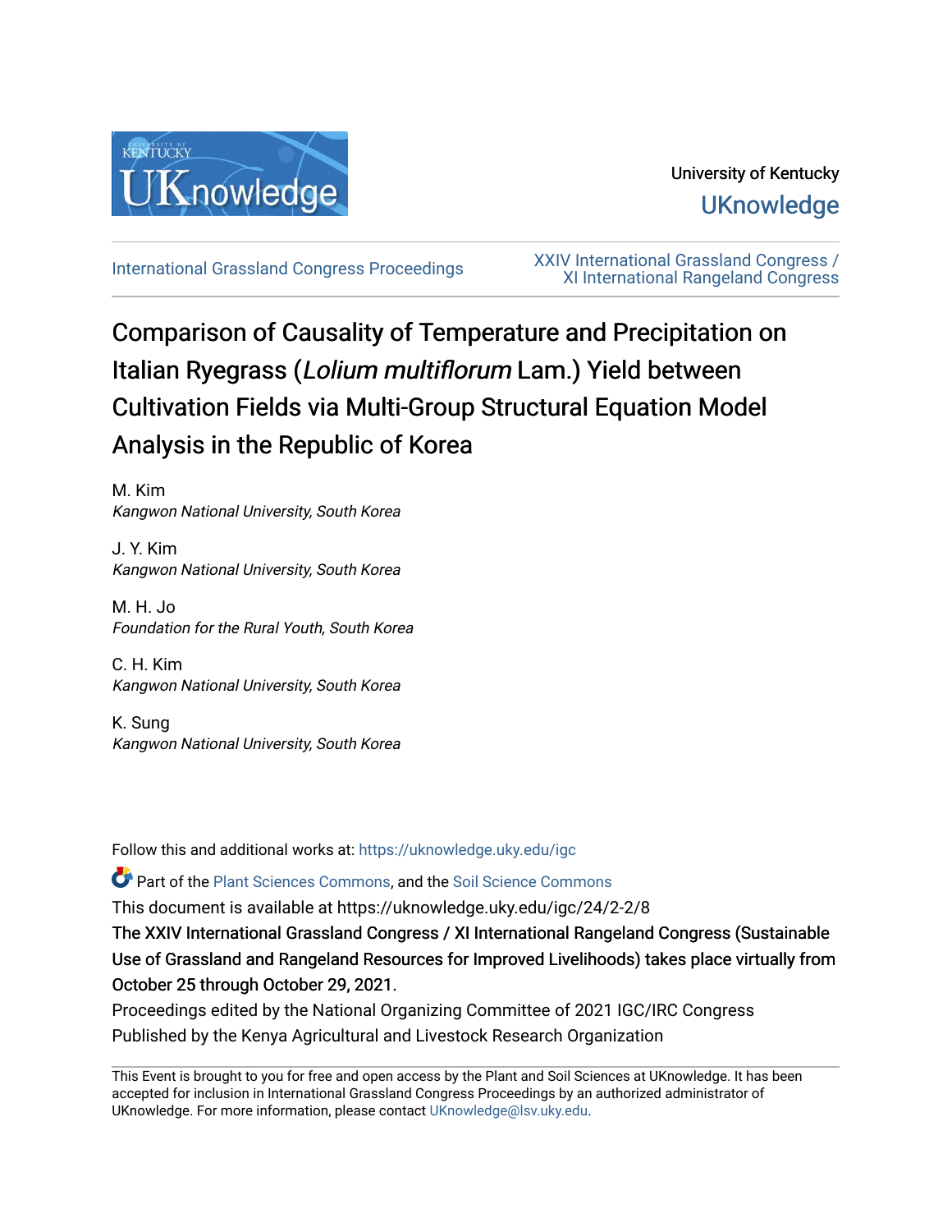University of Kentucky

UKnowledge

International Grassland Congress Proceedings

XXIV International Grassland Congress / XI International Rangeland Congress

# Comparison of Causality of Temperature and Precipitation on Italian Ryegrass (*Lolium multiflorum* Lam.) Yield between Cultivation Fields via Multi-Group Structural Equation Model Analysis in the Republic of Korea

M. Kim
*Kangwon National University, South Korea*

J. Y. Kim
*Kangwon National University, South Korea*

M. H. Jo
*Foundation for the Rural Youth, South Korea*

C. H. Kim
*Kangwon National University, South Korea*

K. Sung
*Kangwon National University, South Korea*

Follow this and additional works at: https://uknowledge.uky.edu/igc

Part of the Plant Sciences Commons, and the Soil Science Commons

This document is available at https://uknowledge.uky.edu/igc/24/2-2/8

The XXIV International Grassland Congress / XI International Rangeland Congress (Sustainable Use of Grassland and Rangeland Resources for Improved Livelihoods) takes place virtually from October 25 through October 29, 2021.

Proceedings edited by the National Organizing Committee of 2021 IGC/IRC Congress
Published by the Kenya Agricultural and Livestock Research Organization

This Event is brought to you for free and open access by the Plant and Soil Sciences at UKnowledge. It has been accepted for inclusion in International Grassland Congress Proceedings by an authorized administrator of UKnowledge. For more information, please contact UKnowledge@lsv.uky.edu.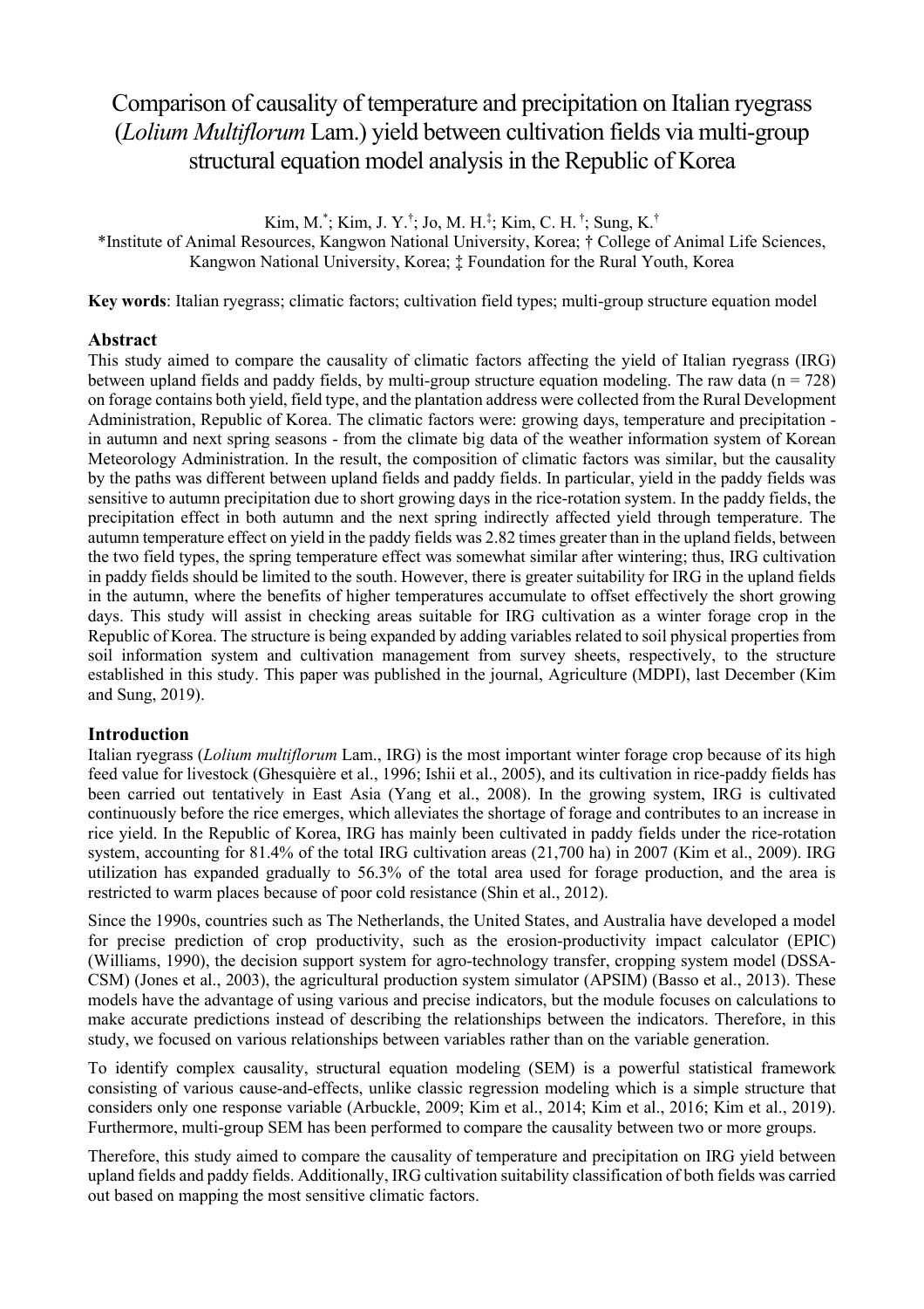# Comparison of causality of temperature and precipitation on Italian ryegrass (*Lolium Multiflorum* Lam.) yield between cultivation fields via multi-group structural equation model analysis in the Republic of Korea

Kim, M.[*]; Kim, J. Y.[†]; Jo, M. H.[‡]; Kim, C. H.[†]; Sung, K.[†]

*Institute of Animal Resources, Kangwon National University, Korea; † College of Animal Life Sciences, Kangwon National University, Korea; ‡ Foundation for the Rural Youth, Korea

**Key words**: Italian ryegrass; climatic factors; cultivation field types; multi-group structure equation model

## Abstract

This study aimed to compare the causality of climatic factors affecting the yield of Italian ryegrass (IRG) between upland fields and paddy fields, by multi-group structure equation modeling. The raw data (n = 728) on forage contains both yield, field type, and the plantation address were collected from the Rural Development Administration, Republic of Korea. The climatic factors were: growing days, temperature and precipitation - in autumn and next spring seasons - from the climate big data of the weather information system of Korean Meteorology Administration. In the result, the composition of climatic factors was similar, but the causality by the paths was different between upland fields and paddy fields. In particular, yield in the paddy fields was sensitive to autumn precipitation due to short growing days in the rice-rotation system. In the paddy fields, the precipitation effect in both autumn and the next spring indirectly affected yield through temperature. The autumn temperature effect on yield in the paddy fields was 2.82 times greater than in the upland fields, between the two field types, the spring temperature effect was somewhat similar after wintering; thus, IRG cultivation in paddy fields should be limited to the south. However, there is greater suitability for IRG in the upland fields in the autumn, where the benefits of higher temperatures accumulate to offset effectively the short growing days. This study will assist in checking areas suitable for IRG cultivation as a winter forage crop in the Republic of Korea. The structure is being expanded by adding variables related to soil physical properties from soil information system and cultivation management from survey sheets, respectively, to the structure established in this study. This paper was published in the journal, Agriculture (MDPI), last December (Kim and Sung, 2019).

## Introduction

Italian ryegrass (*Lolium multiflorum* Lam., IRG) is the most important winter forage crop because of its high feed value for livestock (Ghesquière et al., 1996; Ishii et al., 2005), and its cultivation in rice-paddy fields has been carried out tentatively in East Asia (Yang et al., 2008). In the growing system, IRG is cultivated continuously before the rice emerges, which alleviates the shortage of forage and contributes to an increase in rice yield. In the Republic of Korea, IRG has mainly been cultivated in paddy fields under the rice-rotation system, accounting for 81.4% of the total IRG cultivation areas (21,700 ha) in 2007 (Kim et al., 2009). IRG utilization has expanded gradually to 56.3% of the total area used for forage production, and the area is restricted to warm places because of poor cold resistance (Shin et al., 2012).

Since the 1990s, countries such as The Netherlands, the United States, and Australia have developed a model for precise prediction of crop productivity, such as the erosion-productivity impact calculator (EPIC) (Williams, 1990), the decision support system for agro-technology transfer, cropping system model (DSSA-CSM) (Jones et al., 2003), the agricultural production system simulator (APSIM) (Basso et al., 2013). These models have the advantage of using various and precise indicators, but the module focuses on calculations to make accurate predictions instead of describing the relationships between the indicators. Therefore, in this study, we focused on various relationships between variables rather than on the variable generation.

To identify complex causality, structural equation modeling (SEM) is a powerful statistical framework consisting of various cause-and-effects, unlike classic regression modeling which is a simple structure that considers only one response variable (Arbuckle, 2009; Kim et al., 2014; Kim et al., 2016; Kim et al., 2019). Furthermore, multi-group SEM has been performed to compare the causality between two or more groups.

Therefore, this study aimed to compare the causality of temperature and precipitation on IRG yield between upland fields and paddy fields. Additionally, IRG cultivation suitability classification of both fields was carried out based on mapping the most sensitive climatic factors.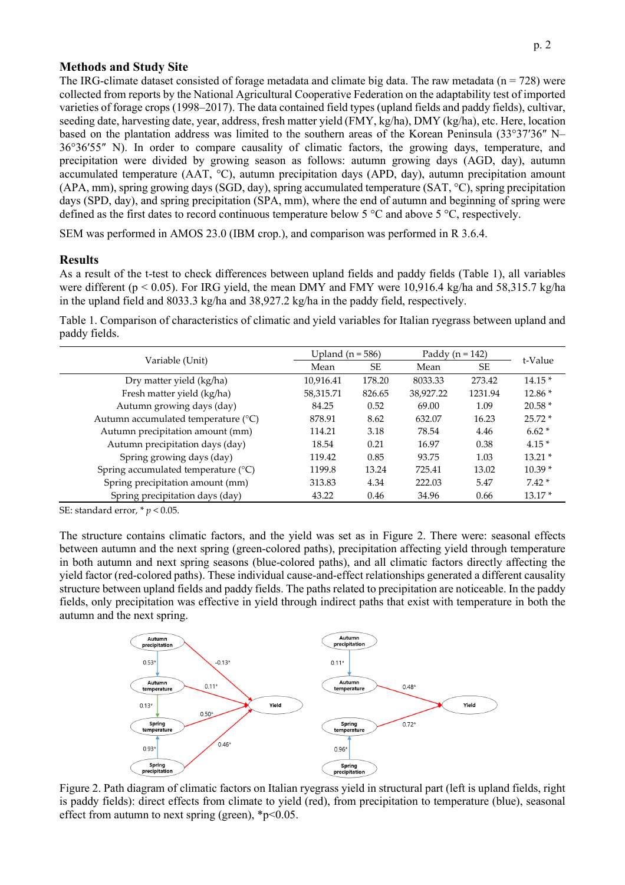## Methods and Study Site

The IRG-climate dataset consisted of forage metadata and climate big data. The raw metadata (n = 728) were collected from reports by the National Agricultural Cooperative Federation on the adaptability test of imported varieties of forage crops (1998–2017). The data contained field types (upland fields and paddy fields), cultivar, seeding date, harvesting date, year, address, fresh matter yield (FMY, kg/ha), DMY (kg/ha), etc. Here, location based on the plantation address was limited to the southern areas of the Korean Peninsula (33°37′36″ N–36°36′55″ N). In order to compare causality of climatic factors, the growing days, temperature, and precipitation were divided by growing season as follows: autumn growing days (AGD, day), autumn accumulated temperature (AAT, °C), autumn precipitation days (APD, day), autumn precipitation amount (APA, mm), spring growing days (SGD, day), spring accumulated temperature (SAT, °C), spring precipitation days (SPD, day), and spring precipitation (SPA, mm), where the end of autumn and beginning of spring were defined as the first dates to record continuous temperature below 5 °C and above 5 °C, respectively.

SEM was performed in AMOS 23.0 (IBM crop.), and comparison was performed in R 3.6.4.

## Results

As a result of the t-test to check differences between upland fields and paddy fields (Table 1), all variables were different ($p < 0.05$). For IRG yield, the mean DMY and FMY were 10,916.4 kg/ha and 58,315.7 kg/ha in the upland field and 8033.3 kg/ha and 38,927.2 kg/ha in the paddy field, respectively.

Table 1. Comparison of characteristics of climatic and yield variables for Italian ryegrass between upland and paddy fields.

| Variable (Unit) | Upland (n = 586) | | Paddy (n = 142) | | t-Value |
|---|---|---|---|---|---|
| | Mean | SE | Mean | SE | |
| Dry matter yield (kg/ha) | 10,916.41 | 178.20 | 8033.33 | 273.42 | 14.15 * |
| Fresh matter yield (kg/ha) | 58,315.71 | 826.65 | 38,927.22 | 1231.94 | 12.86 * |
| Autumn growing days (day) | 84.25 | 0.52 | 69.00 | 1.09 | 20.58 * |
| Autumn accumulated temperature (°C) | 878.91 | 8.62 | 632.07 | 16.23 | 25.72 * |
| Autumn precipitation amount (mm) | 114.21 | 3.18 | 78.54 | 4.46 | 6.62 * |
| Autumn precipitation days (day) | 18.54 | 0.21 | 16.97 | 0.38 | 4.15 * |
| Spring growing days (day) | 119.42 | 0.85 | 93.75 | 1.03 | 13.21 * |
| Spring accumulated temperature (°C) | 1199.8 | 13.24 | 725.41 | 13.02 | 10.39 * |
| Spring precipitation amount (mm) | 313.83 | 4.34 | 222.03 | 5.47 | 7.42 * |
| Spring precipitation days (day) | 43.22 | 0.46 | 34.96 | 0.66 | 13.17 * |

SE: standard error, * $p < 0.05$.

The structure contains climatic factors, and the yield was set as in Figure 2. There were: seasonal effects between autumn and the next spring (green-colored paths), precipitation affecting yield through temperature in both autumn and next spring seasons (blue-colored paths), and all climatic factors directly affecting the yield factor (red-colored paths). These individual cause-and-effect relationships generated a different causality structure between upland fields and paddy fields. The paths related to precipitation are noticeable. In the paddy fields, only precipitation was effective in yield through indirect paths that exist with temperature in both the autumn and the next spring.

Figure 2. Path diagram of climatic factors on Italian ryegrass yield in structural part (left is upland fields, right is paddy fields): direct effects from climate to yield (red), from precipitation to temperature (blue), seasonal effect from autumn to next spring (green), *$p<0.05$.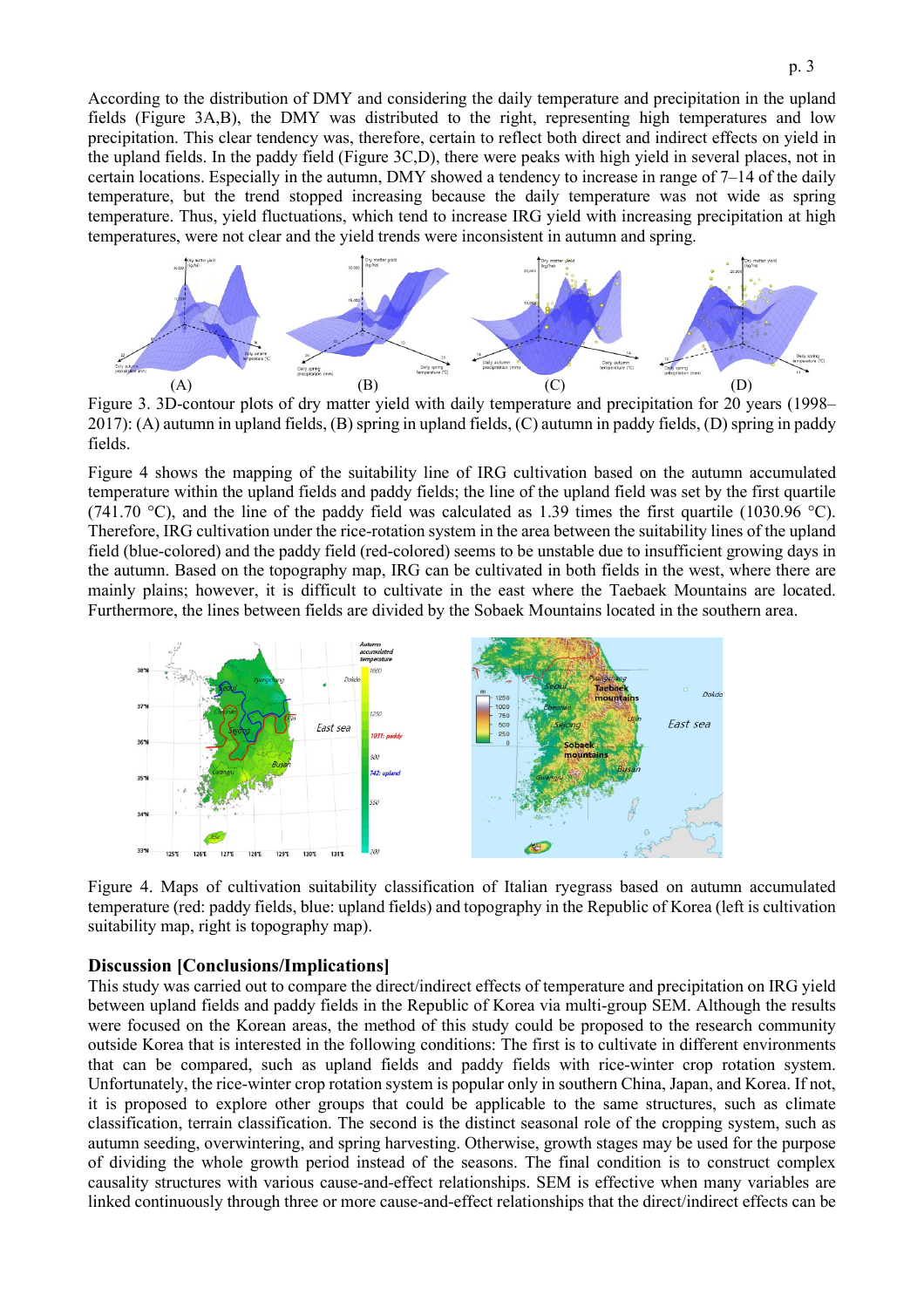According to the distribution of DMY and considering the daily temperature and precipitation in the upland fields (Figure 3A,B), the DMY was distributed to the right, representing high temperatures and low precipitation. This clear tendency was, therefore, certain to reflect both direct and indirect effects on yield in the upland fields. In the paddy field (Figure 3C,D), there were peaks with high yield in several places, not in certain locations. Especially in the autumn, DMY showed a tendency to increase in range of 7–14 of the daily temperature, but the trend stopped increasing because the daily temperature was not wide as spring temperature. Thus, yield fluctuations, which tend to increase IRG yield with increasing precipitation at high temperatures, were not clear and the yield trends were inconsistent in autumn and spring.

Figure 3. 3D-contour plots of dry matter yield with daily temperature and precipitation for 20 years (1998–2017): (A) autumn in upland fields, (B) spring in upland fields, (C) autumn in paddy fields, (D) spring in paddy fields.

Figure 4 shows the mapping of the suitability line of IRG cultivation based on the autumn accumulated temperature within the upland fields and paddy fields; the line of the upland field was set by the first quartile (741.70 °C), and the line of the paddy field was calculated as 1.39 times the first quartile (1030.96 °C). Therefore, IRG cultivation under the rice-rotation system in the area between the suitability lines of the upland field (blue-colored) and the paddy field (red-colored) seems to be unstable due to insufficient growing days in the autumn. Based on the topography map, IRG can be cultivated in both fields in the west, where there are mainly plains; however, it is difficult to cultivate in the east where the Taebaek Mountains are located. Furthermore, the lines between fields are divided by the Sobaek Mountains located in the southern area.

Figure 4. Maps of cultivation suitability classification of Italian ryegrass based on autumn accumulated temperature (red: paddy fields, blue: upland fields) and topography in the Republic of Korea (left is cultivation suitability map, right is topography map).

## Discussion [Conclusions/Implications]

This study was carried out to compare the direct/indirect effects of temperature and precipitation on IRG yield between upland fields and paddy fields in the Republic of Korea via multi-group SEM. Although the results were focused on the Korean areas, the method of this study could be proposed to the research community outside Korea that is interested in the following conditions: The first is to cultivate in different environments that can be compared, such as upland fields and paddy fields with rice-winter crop rotation system. Unfortunately, the rice-winter crop rotation system is popular only in southern China, Japan, and Korea. If not, it is proposed to explore other groups that could be applicable to the same structures, such as climate classification, terrain classification. The second is the distinct seasonal role of the cropping system, such as autumn seeding, overwintering, and spring harvesting. Otherwise, growth stages may be used for the purpose of dividing the whole growth period instead of the seasons. The final condition is to construct complex causality structures with various cause-and-effect relationships. SEM is effective when many variables are linked continuously through three or more cause-and-effect relationships that the direct/indirect effects can be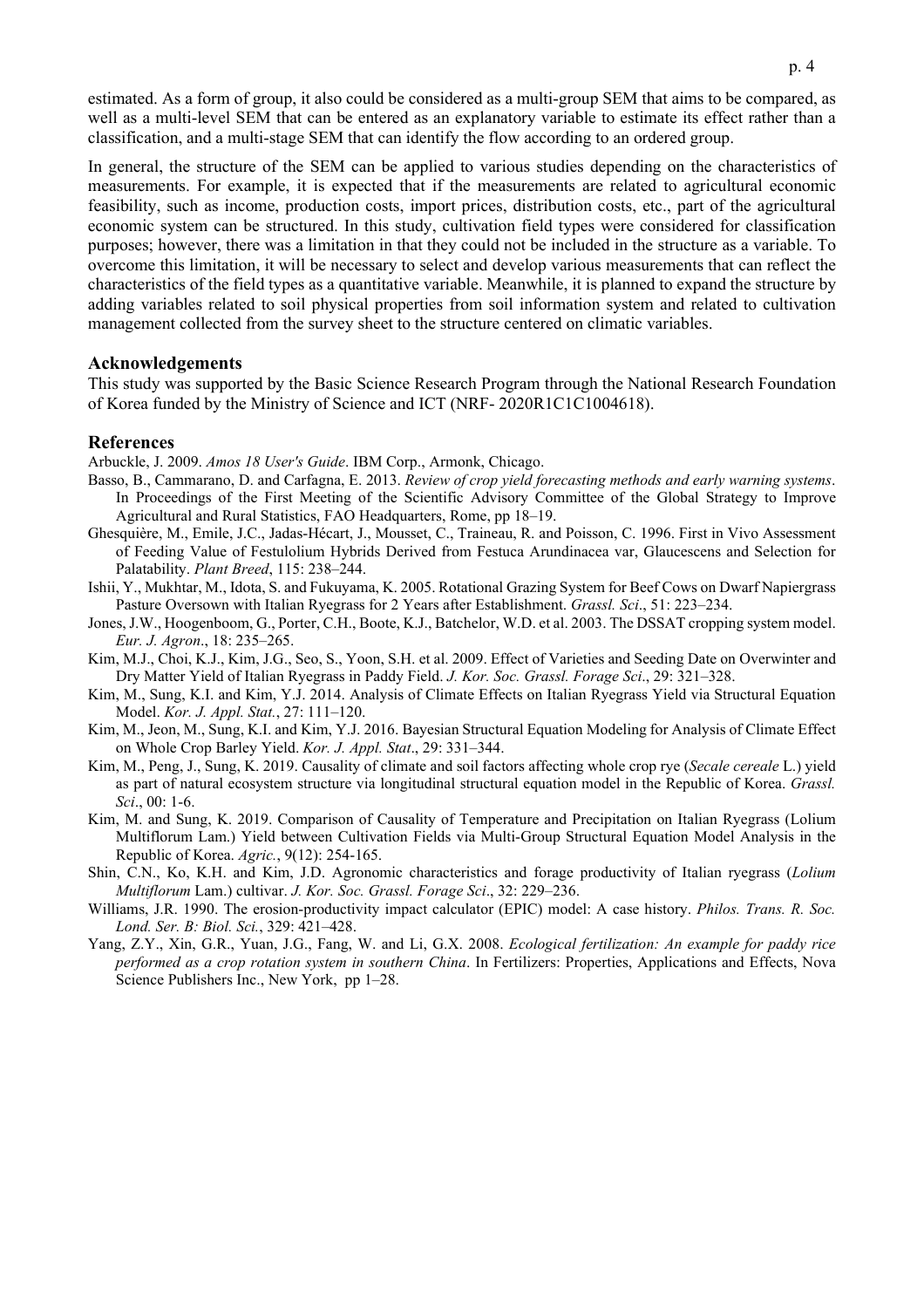estimated. As a form of group, it also could be considered as a multi-group SEM that aims to be compared, as well as a multi-level SEM that can be entered as an explanatory variable to estimate its effect rather than a classification, and a multi-stage SEM that can identify the flow according to an ordered group.

In general, the structure of the SEM can be applied to various studies depending on the characteristics of measurements. For example, it is expected that if the measurements are related to agricultural economic feasibility, such as income, production costs, import prices, distribution costs, etc., part of the agricultural economic system can be structured. In this study, cultivation field types were considered for classification purposes; however, there was a limitation in that they could not be included in the structure as a variable. To overcome this limitation, it will be necessary to select and develop various measurements that can reflect the characteristics of the field types as a quantitative variable. Meanwhile, it is planned to expand the structure by adding variables related to soil physical properties from soil information system and related to cultivation management collected from the survey sheet to the structure centered on climatic variables.

## Acknowledgements

This study was supported by the Basic Science Research Program through the National Research Foundation of Korea funded by the Ministry of Science and ICT (NRF- 2020R1C1C1004618).

## References

Arbuckle, J. 2009. *Amos 18 User's Guide*. IBM Corp., Armonk, Chicago.

Basso, B., Cammarano, D. and Carfagna, E. 2013. *Review of crop yield forecasting methods and early warning systems*. In Proceedings of the First Meeting of the Scientific Advisory Committee of the Global Strategy to Improve Agricultural and Rural Statistics, FAO Headquarters, Rome, pp 18–19.

Ghesquière, M., Emile, J.C., Jadas-Hécart, J., Mousset, C., Traineau, R. and Poisson, C. 1996. First in Vivo Assessment of Feeding Value of Festulolium Hybrids Derived from Festuca Arundinacea var, Glaucescens and Selection for Palatability. *Plant Breed*, 115: 238–244.

Ishii, Y., Mukhtar, M., Idota, S. and Fukuyama, K. 2005. Rotational Grazing System for Beef Cows on Dwarf Napiergrass Pasture Oversown with Italian Ryegrass for 2 Years after Establishment. *Grassl. Sci*., 51: 223–234.

Jones, J.W., Hoogenboom, G., Porter, C.H., Boote, K.J., Batchelor, W.D. et al. 2003. The DSSAT cropping system model. *Eur. J. Agron*., 18: 235–265.

Kim, M.J., Choi, K.J., Kim, J.G., Seo, S., Yoon, S.H. et al. 2009. Effect of Varieties and Seeding Date on Overwinter and Dry Matter Yield of Italian Ryegrass in Paddy Field. *J. Kor. Soc. Grassl. Forage Sci*., 29: 321–328.

Kim, M., Sung, K.I. and Kim, Y.J. 2014. Analysis of Climate Effects on Italian Ryegrass Yield via Structural Equation Model. *Kor. J. Appl. Stat.*, 27: 111–120.

Kim, M., Jeon, M., Sung, K.I. and Kim, Y.J. 2016. Bayesian Structural Equation Modeling for Analysis of Climate Effect on Whole Crop Barley Yield. *Kor. J. Appl. Stat*., 29: 331–344.

Kim, M., Peng, J., Sung, K. 2019. Causality of climate and soil factors affecting whole crop rye (*Secale cereale* L.) yield as part of natural ecosystem structure via longitudinal structural equation model in the Republic of Korea. *Grassl. Sci*., 00: 1-6.

Kim, M. and Sung, K. 2019. Comparison of Causality of Temperature and Precipitation on Italian Ryegrass (Lolium Multiflorum Lam.) Yield between Cultivation Fields via Multi-Group Structural Equation Model Analysis in the Republic of Korea. *Agric.*, 9(12): 254-165.

Shin, C.N., Ko, K.H. and Kim, J.D. Agronomic characteristics and forage productivity of Italian ryegrass (*Lolium Multiflorum* Lam.) cultivar. *J. Kor. Soc. Grassl. Forage Sci*., 32: 229–236.

Williams, J.R. 1990. The erosion-productivity impact calculator (EPIC) model: A case history. *Philos. Trans. R. Soc. Lond. Ser. B: Biol. Sci.*, 329: 421–428.

Yang, Z.Y., Xin, G.R., Yuan, J.G., Fang, W. and Li, G.X. 2008. *Ecological fertilization: An example for paddy rice performed as a crop rotation system in southern China*. In Fertilizers: Properties, Applications and Effects, Nova Science Publishers Inc., New York, pp 1–28.